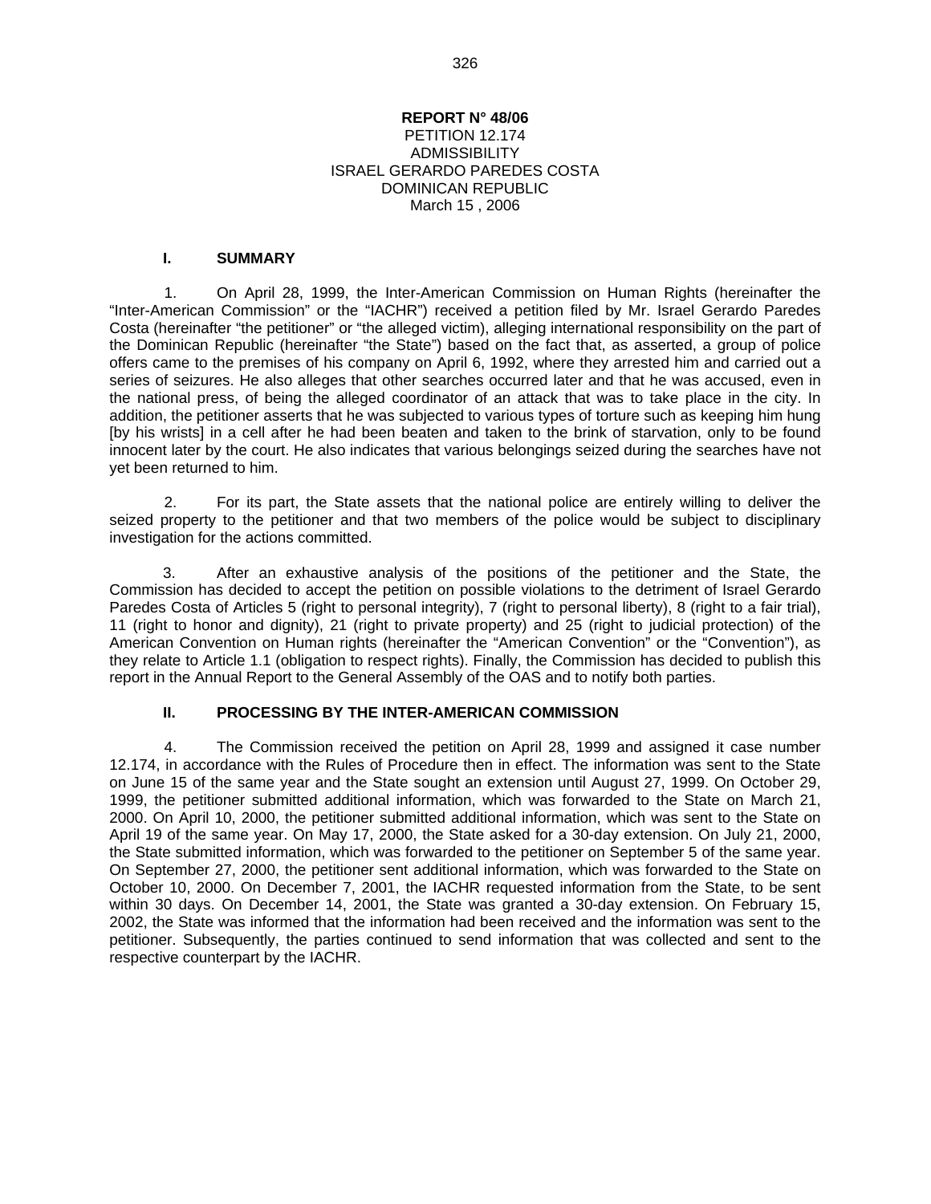**REPORT N° 48/06**
PETITION 12.174
ADMISSIBILITY
ISRAEL GERARDO PAREDES COSTA
DOMINICAN REPUBLIC
March 15 , 2006

## I. SUMMARY

1. On April 28, 1999, the Inter-American Commission on Human Rights (hereinafter the "Inter-American Commission" or the "IACHR") received a petition filed by Mr. Israel Gerardo Paredes Costa (hereinafter "the petitioner" or "the alleged victim), alleging international responsibility on the part of the Dominican Republic (hereinafter "the State") based on the fact that, as asserted, a group of police offers came to the premises of his company on April 6, 1992, where they arrested him and carried out a series of seizures. He also alleges that other searches occurred later and that he was accused, even in the national press, of being the alleged coordinator of an attack that was to take place in the city. In addition, the petitioner asserts that he was subjected to various types of torture such as keeping him hung [by his wrists] in a cell after he had been beaten and taken to the brink of starvation, only to be found innocent later by the court. He also indicates that various belongings seized during the searches have not yet been returned to him.

2. For its part, the State assets that the national police are entirely willing to deliver the seized property to the petitioner and that two members of the police would be subject to disciplinary investigation for the actions committed.

3. After an exhaustive analysis of the positions of the petitioner and the State, the Commission has decided to accept the petition on possible violations to the detriment of Israel Gerardo Paredes Costa of Articles 5 (right to personal integrity), 7 (right to personal liberty), 8 (right to a fair trial), 11 (right to honor and dignity), 21 (right to private property) and 25 (right to judicial protection) of the American Convention on Human rights (hereinafter the "American Convention" or the "Convention"), as they relate to Article 1.1 (obligation to respect rights). Finally, the Commission has decided to publish this report in the Annual Report to the General Assembly of the OAS and to notify both parties.

## II. PROCESSING BY THE INTER-AMERICAN COMMISSION

4. The Commission received the petition on April 28, 1999 and assigned it case number 12.174, in accordance with the Rules of Procedure then in effect. The information was sent to the State on June 15 of the same year and the State sought an extension until August 27, 1999. On October 29, 1999, the petitioner submitted additional information, which was forwarded to the State on March 21, 2000. On April 10, 2000, the petitioner submitted additional information, which was sent to the State on April 19 of the same year. On May 17, 2000, the State asked for a 30-day extension. On July 21, 2000, the State submitted information, which was forwarded to the petitioner on September 5 of the same year. On September 27, 2000, the petitioner sent additional information, which was forwarded to the State on October 10, 2000. On December 7, 2001, the IACHR requested information from the State, to be sent within 30 days. On December 14, 2001, the State was granted a 30-day extension. On February 15, 2002, the State was informed that the information had been received and the information was sent to the petitioner. Subsequently, the parties continued to send information that was collected and sent to the respective counterpart by the IACHR.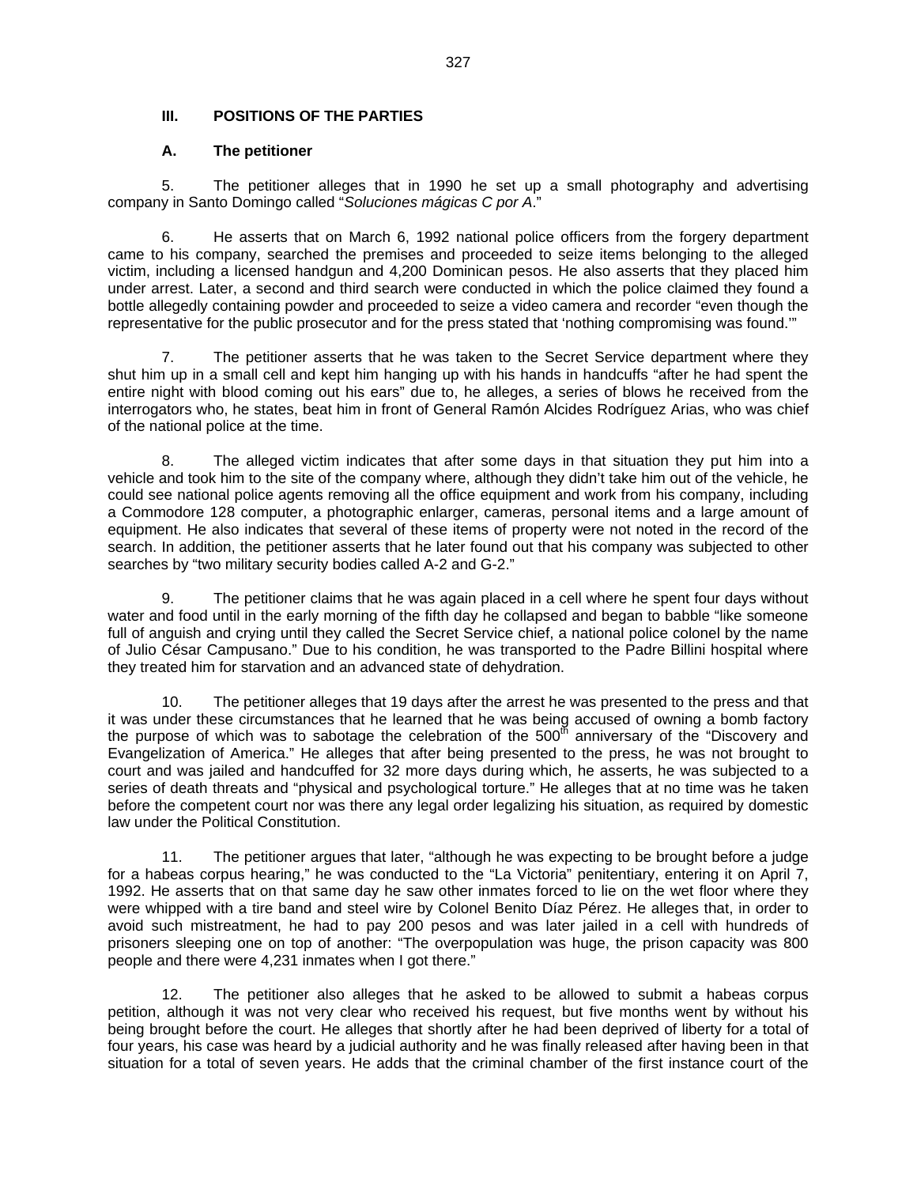### III. POSITIONS OF THE PARTIES

#### A. The petitioner

5. The petitioner alleges that in 1990 he set up a small photography and advertising company in Santo Domingo called "*Soluciones mágicas C por A*."

6. He asserts that on March 6, 1992 national police officers from the forgery department came to his company, searched the premises and proceeded to seize items belonging to the alleged victim, including a licensed handgun and 4,200 Dominican pesos. He also asserts that they placed him under arrest. Later, a second and third search were conducted in which the police claimed they found a bottle allegedly containing powder and proceeded to seize a video camera and recorder "even though the representative for the public prosecutor and for the press stated that 'nothing compromising was found.'"

7. The petitioner asserts that he was taken to the Secret Service department where they shut him up in a small cell and kept him hanging up with his hands in handcuffs "after he had spent the entire night with blood coming out his ears" due to, he alleges, a series of blows he received from the interrogators who, he states, beat him in front of General Ramón Alcides Rodríguez Arias, who was chief of the national police at the time.

8. The alleged victim indicates that after some days in that situation they put him into a vehicle and took him to the site of the company where, although they didn't take him out of the vehicle, he could see national police agents removing all the office equipment and work from his company, including a Commodore 128 computer, a photographic enlarger, cameras, personal items and a large amount of equipment. He also indicates that several of these items of property were not noted in the record of the search. In addition, the petitioner asserts that he later found out that his company was subjected to other searches by "two military security bodies called A-2 and G-2."

9. The petitioner claims that he was again placed in a cell where he spent four days without water and food until in the early morning of the fifth day he collapsed and began to babble "like someone full of anguish and crying until they called the Secret Service chief, a national police colonel by the name of Julio César Campusano." Due to his condition, he was transported to the Padre Billini hospital where they treated him for starvation and an advanced state of dehydration.

10. The petitioner alleges that 19 days after the arrest he was presented to the press and that it was under these circumstances that he learned that he was being accused of owning a bomb factory the purpose of which was to sabotage the celebration of the 500th anniversary of the "Discovery and Evangelization of America." He alleges that after being presented to the press, he was not brought to court and was jailed and handcuffed for 32 more days during which, he asserts, he was subjected to a series of death threats and "physical and psychological torture." He alleges that at no time was he taken before the competent court nor was there any legal order legalizing his situation, as required by domestic law under the Political Constitution.

11. The petitioner argues that later, "although he was expecting to be brought before a judge for a habeas corpus hearing," he was conducted to the "La Victoria" penitentiary, entering it on April 7, 1992. He asserts that on that same day he saw other inmates forced to lie on the wet floor where they were whipped with a tire band and steel wire by Colonel Benito Díaz Pérez. He alleges that, in order to avoid such mistreatment, he had to pay 200 pesos and was later jailed in a cell with hundreds of prisoners sleeping one on top of another: "The overpopulation was huge, the prison capacity was 800 people and there were 4,231 inmates when I got there."

12. The petitioner also alleges that he asked to be allowed to submit a habeas corpus petition, although it was not very clear who received his request, but five months went by without his being brought before the court. He alleges that shortly after he had been deprived of liberty for a total of four years, his case was heard by a judicial authority and he was finally released after having been in that situation for a total of seven years. He adds that the criminal chamber of the first instance court of the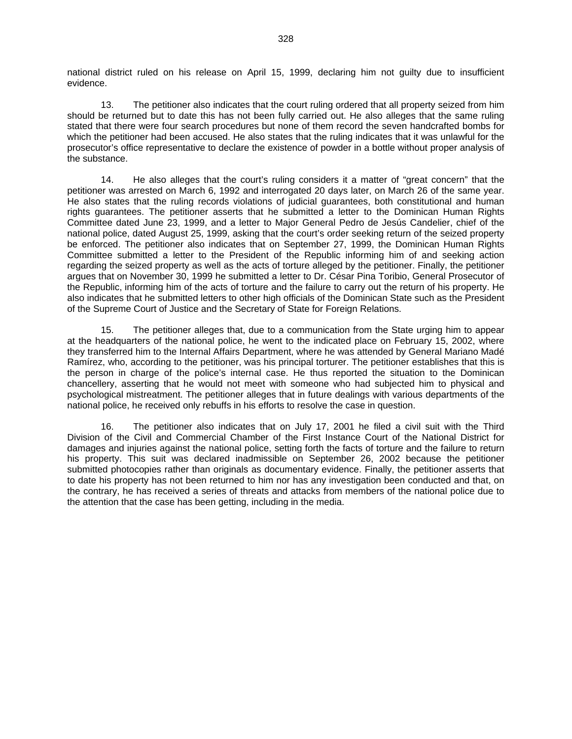national district ruled on his release on April 15, 1999, declaring him not guilty due to insufficient evidence.

13. The petitioner also indicates that the court ruling ordered that all property seized from him should be returned but to date this has not been fully carried out. He also alleges that the same ruling stated that there were four search procedures but none of them record the seven handcrafted bombs for which the petitioner had been accused. He also states that the ruling indicates that it was unlawful for the prosecutor's office representative to declare the existence of powder in a bottle without proper analysis of the substance.

14. He also alleges that the court's ruling considers it a matter of "great concern" that the petitioner was arrested on March 6, 1992 and interrogated 20 days later, on March 26 of the same year. He also states that the ruling records violations of judicial guarantees, both constitutional and human rights guarantees. The petitioner asserts that he submitted a letter to the Dominican Human Rights Committee dated June 23, 1999, and a letter to Major General Pedro de Jesús Candelier, chief of the national police, dated August 25, 1999, asking that the court's order seeking return of the seized property be enforced. The petitioner also indicates that on September 27, 1999, the Dominican Human Rights Committee submitted a letter to the President of the Republic informing him of and seeking action regarding the seized property as well as the acts of torture alleged by the petitioner. Finally, the petitioner argues that on November 30, 1999 he submitted a letter to Dr. César Pina Toribio, General Prosecutor of the Republic, informing him of the acts of torture and the failure to carry out the return of his property. He also indicates that he submitted letters to other high officials of the Dominican State such as the President of the Supreme Court of Justice and the Secretary of State for Foreign Relations.

15. The petitioner alleges that, due to a communication from the State urging him to appear at the headquarters of the national police, he went to the indicated place on February 15, 2002, where they transferred him to the Internal Affairs Department, where he was attended by General Mariano Madé Ramírez, who, according to the petitioner, was his principal torturer. The petitioner establishes that this is the person in charge of the police's internal case. He thus reported the situation to the Dominican chancellery, asserting that he would not meet with someone who had subjected him to physical and psychological mistreatment. The petitioner alleges that in future dealings with various departments of the national police, he received only rebuffs in his efforts to resolve the case in question.

16. The petitioner also indicates that on July 17, 2001 he filed a civil suit with the Third Division of the Civil and Commercial Chamber of the First Instance Court of the National District for damages and injuries against the national police, setting forth the facts of torture and the failure to return his property. This suit was declared inadmissible on September 26, 2002 because the petitioner submitted photocopies rather than originals as documentary evidence. Finally, the petitioner asserts that to date his property has not been returned to him nor has any investigation been conducted and that, on the contrary, he has received a series of threats and attacks from members of the national police due to the attention that the case has been getting, including in the media.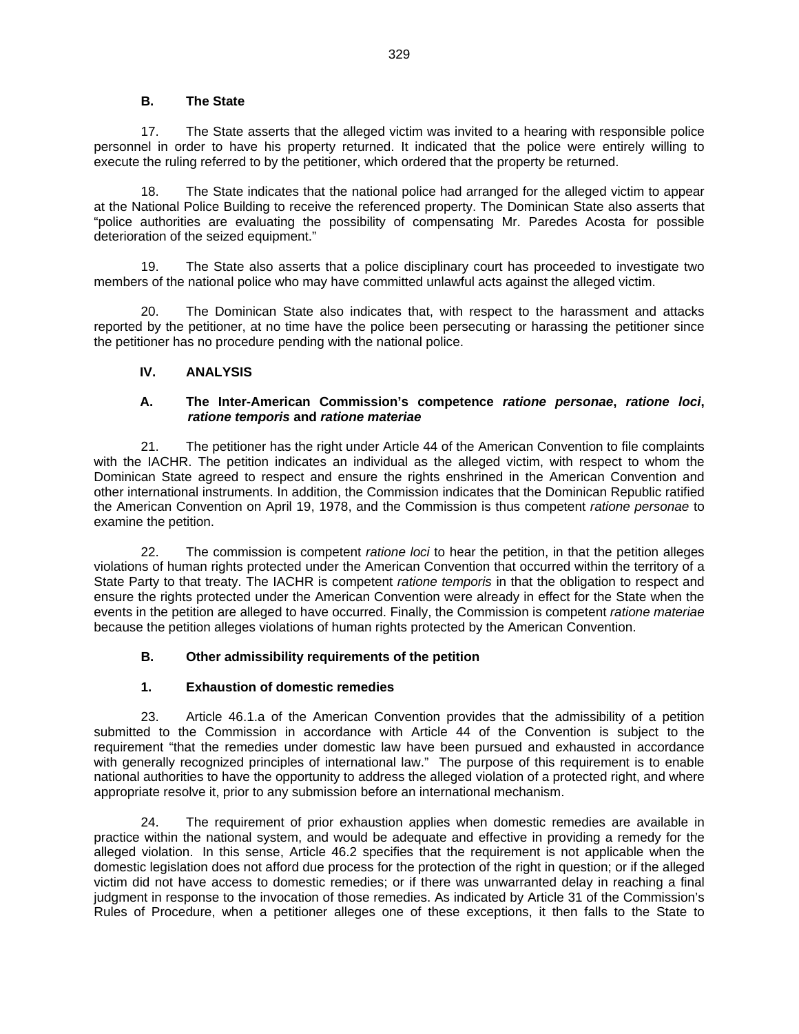### B. The State

17. The State asserts that the alleged victim was invited to a hearing with responsible police personnel in order to have his property returned. It indicated that the police were entirely willing to execute the ruling referred to by the petitioner, which ordered that the property be returned.

18. The State indicates that the national police had arranged for the alleged victim to appear at the National Police Building to receive the referenced property. The Dominican State also asserts that "police authorities are evaluating the possibility of compensating Mr. Paredes Acosta for possible deterioration of the seized equipment."

19. The State also asserts that a police disciplinary court has proceeded to investigate two members of the national police who may have committed unlawful acts against the alleged victim.

20. The Dominican State also indicates that, with respect to the harassment and attacks reported by the petitioner, at no time have the police been persecuting or harassing the petitioner since the petitioner has no procedure pending with the national police.

## IV. ANALYSIS

### A. The Inter-American Commission's competence *ratione personae*, *ratione loci*, *ratione temporis* and *ratione materiae*

21. The petitioner has the right under Article 44 of the American Convention to file complaints with the IACHR. The petition indicates an individual as the alleged victim, with respect to whom the Dominican State agreed to respect and ensure the rights enshrined in the American Convention and other international instruments. In addition, the Commission indicates that the Dominican Republic ratified the American Convention on April 19, 1978, and the Commission is thus competent *ratione personae* to examine the petition.

22. The commission is competent *ratione loci* to hear the petition, in that the petition alleges violations of human rights protected under the American Convention that occurred within the territory of a State Party to that treaty. The IACHR is competent *ratione temporis* in that the obligation to respect and ensure the rights protected under the American Convention were already in effect for the State when the events in the petition are alleged to have occurred. Finally, the Commission is competent *ratione materiae* because the petition alleges violations of human rights protected by the American Convention.

### B. Other admissibility requirements of the petition

#### 1. Exhaustion of domestic remedies

23. Article 46.1.a of the American Convention provides that the admissibility of a petition submitted to the Commission in accordance with Article 44 of the Convention is subject to the requirement "that the remedies under domestic law have been pursued and exhausted in accordance with generally recognized principles of international law." The purpose of this requirement is to enable national authorities to have the opportunity to address the alleged violation of a protected right, and where appropriate resolve it, prior to any submission before an international mechanism.

24. The requirement of prior exhaustion applies when domestic remedies are available in practice within the national system, and would be adequate and effective in providing a remedy for the alleged violation. In this sense, Article 46.2 specifies that the requirement is not applicable when the domestic legislation does not afford due process for the protection of the right in question; or if the alleged victim did not have access to domestic remedies; or if there was unwarranted delay in reaching a final judgment in response to the invocation of those remedies. As indicated by Article 31 of the Commission's Rules of Procedure, when a petitioner alleges one of these exceptions, it then falls to the State to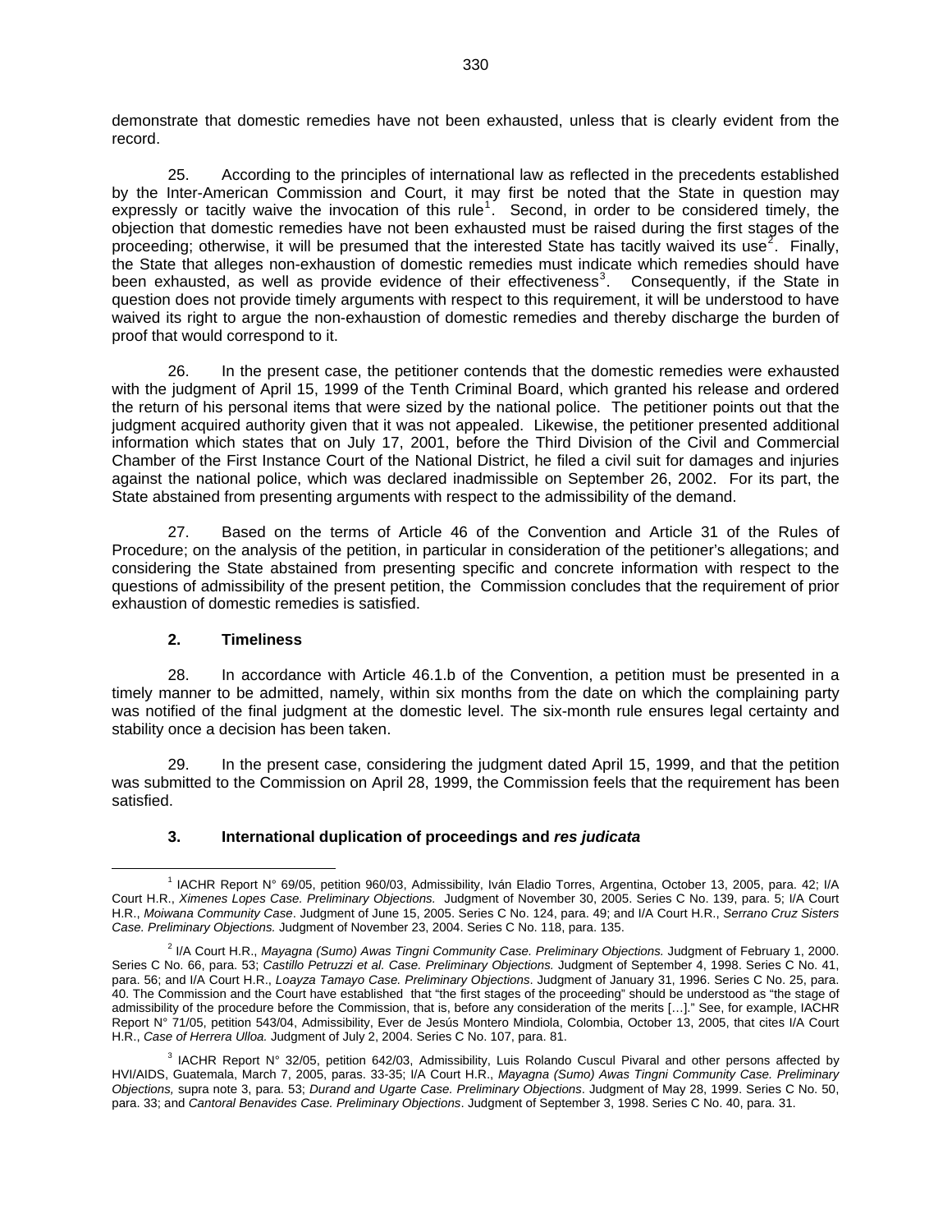demonstrate that domestic remedies have not been exhausted, unless that is clearly evident from the record.

25. According to the principles of international law as reflected in the precedents established by the Inter-American Commission and Court, it may first be noted that the State in question may expressly or tacitly waive the invocation of this rule[1]. Second, in order to be considered timely, the objection that domestic remedies have not been exhausted must be raised during the first stages of the proceeding; otherwise, it will be presumed that the interested State has tacitly waived its use[2]. Finally, the State that alleges non-exhaustion of domestic remedies must indicate which remedies should have been exhausted, as well as provide evidence of their effectiveness[3]. Consequently, if the State in question does not provide timely arguments with respect to this requirement, it will be understood to have waived its right to argue the non-exhaustion of domestic remedies and thereby discharge the burden of proof that would correspond to it.

26. In the present case, the petitioner contends that the domestic remedies were exhausted with the judgment of April 15, 1999 of the Tenth Criminal Board, which granted his release and ordered the return of his personal items that were sized by the national police. The petitioner points out that the judgment acquired authority given that it was not appealed. Likewise, the petitioner presented additional information which states that on July 17, 2001, before the Third Division of the Civil and Commercial Chamber of the First Instance Court of the National District, he filed a civil suit for damages and injuries against the national police, which was declared inadmissible on September 26, 2002. For its part, the State abstained from presenting arguments with respect to the admissibility of the demand.

27. Based on the terms of Article 46 of the Convention and Article 31 of the Rules of Procedure; on the analysis of the petition, in particular in consideration of the petitioner's allegations; and considering the State abstained from presenting specific and concrete information with respect to the questions of admissibility of the present petition, the Commission concludes that the requirement of prior exhaustion of domestic remedies is satisfied.

### 2. Timeliness

28. In accordance with Article 46.1.b of the Convention, a petition must be presented in a timely manner to be admitted, namely, within six months from the date on which the complaining party was notified of the final judgment at the domestic level. The six-month rule ensures legal certainty and stability once a decision has been taken.

29. In the present case, considering the judgment dated April 15, 1999, and that the petition was submitted to the Commission on April 28, 1999, the Commission feels that the requirement has been satisfied.

### 3. International duplication of proceedings and *res judicata*

---

[1] IACHR Report N° 69/05, petition 960/03, Admissibility, Iván Eladio Torres, Argentina, October 13, 2005, para. 42; I/A Court H.R., *Ximenes Lopes Case. Preliminary Objections.* Judgment of November 30, 2005. Series C No. 139, para. 5; I/A Court H.R., *Moiwana Community Case*. Judgment of June 15, 2005. Series C No. 124, para. 49; and I/A Court H.R., *Serrano Cruz Sisters Case. Preliminary Objections.* Judgment of November 23, 2004. Series C No. 118, para. 135.

[2] I/A Court H.R., *Mayagna (Sumo) Awas Tingni Community Case. Preliminary Objections.* Judgment of February 1, 2000. Series C No. 66, para. 53; *Castillo Petruzzi et al. Case. Preliminary Objections.* Judgment of September 4, 1998. Series C No. 41, para. 56; and I/A Court H.R., *Loayza Tamayo Case. Preliminary Objections*. Judgment of January 31, 1996. Series C No. 25, para. 40. The Commission and the Court have established that "the first stages of the proceeding" should be understood as "the stage of admissibility of the procedure before the Commission, that is, before any consideration of the merits […]." See, for example, IACHR Report N° 71/05, petition 543/04, Admissibility, Ever de Jesús Montero Mindiola, Colombia, October 13, 2005, that cites I/A Court H.R., *Case of Herrera Ulloa.* Judgment of July 2, 2004. Series C No. 107, para. 81.

[3] IACHR Report N° 32/05, petition 642/03, Admissibility, Luis Rolando Cuscul Pivaral and other persons affected by HVI/AIDS, Guatemala, March 7, 2005, paras. 33-35; I/A Court H.R., *Mayagna (Sumo) Awas Tingni Community Case. Preliminary Objections,* supra note 3, para. 53; *Durand and Ugarte Case. Preliminary Objections*. Judgment of May 28, 1999. Series C No. 50, para. 33; and *Cantoral Benavides Case. Preliminary Objections*. Judgment of September 3, 1998. Series C No. 40, para. 31.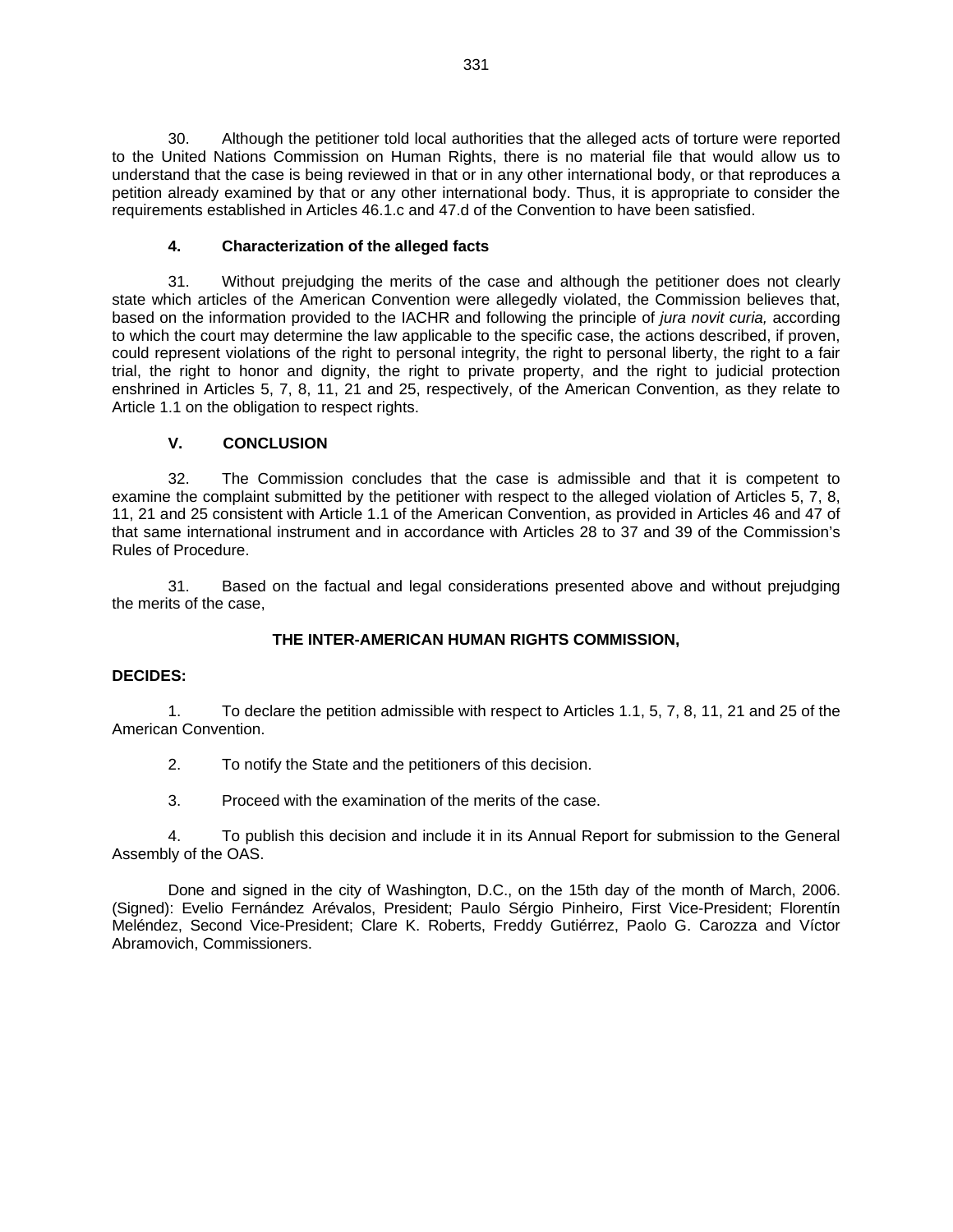30. Although the petitioner told local authorities that the alleged acts of torture were reported to the United Nations Commission on Human Rights, there is no material file that would allow us to understand that the case is being reviewed in that or in any other international body, or that reproduces a petition already examined by that or any other international body. Thus, it is appropriate to consider the requirements established in Articles 46.1.c and 47.d of the Convention to have been satisfied.

### 4. Characterization of the alleged facts

31. Without prejudging the merits of the case and although the petitioner does not clearly state which articles of the American Convention were allegedly violated, the Commission believes that, based on the information provided to the IACHR and following the principle of *jura novit curia,* according to which the court may determine the law applicable to the specific case, the actions described, if proven, could represent violations of the right to personal integrity, the right to personal liberty, the right to a fair trial, the right to honor and dignity, the right to private property, and the right to judicial protection enshrined in Articles 5, 7, 8, 11, 21 and 25, respectively, of the American Convention, as they relate to Article 1.1 on the obligation to respect rights.

## V. CONCLUSION

32. The Commission concludes that the case is admissible and that it is competent to examine the complaint submitted by the petitioner with respect to the alleged violation of Articles 5, 7, 8, 11, 21 and 25 consistent with Article 1.1 of the American Convention, as provided in Articles 46 and 47 of that same international instrument and in accordance with Articles 28 to 37 and 39 of the Commission's Rules of Procedure.

31. Based on the factual and legal considerations presented above and without prejudging the merits of the case,

**THE INTER-AMERICAN HUMAN RIGHTS COMMISSION,**

**DECIDES:**

1. To declare the petition admissible with respect to Articles 1.1, 5, 7, 8, 11, 21 and 25 of the American Convention.

2. To notify the State and the petitioners of this decision.

3. Proceed with the examination of the merits of the case.

4. To publish this decision and include it in its Annual Report for submission to the General Assembly of the OAS.

Done and signed in the city of Washington, D.C., on the 15th day of the month of March, 2006. (Signed): Evelio Fernández Arévalos, President; Paulo Sérgio Pinheiro, First Vice-President; Florentín Meléndez, Second Vice-President; Clare K. Roberts, Freddy Gutiérrez, Paolo G. Carozza and Víctor Abramovich, Commissioners.